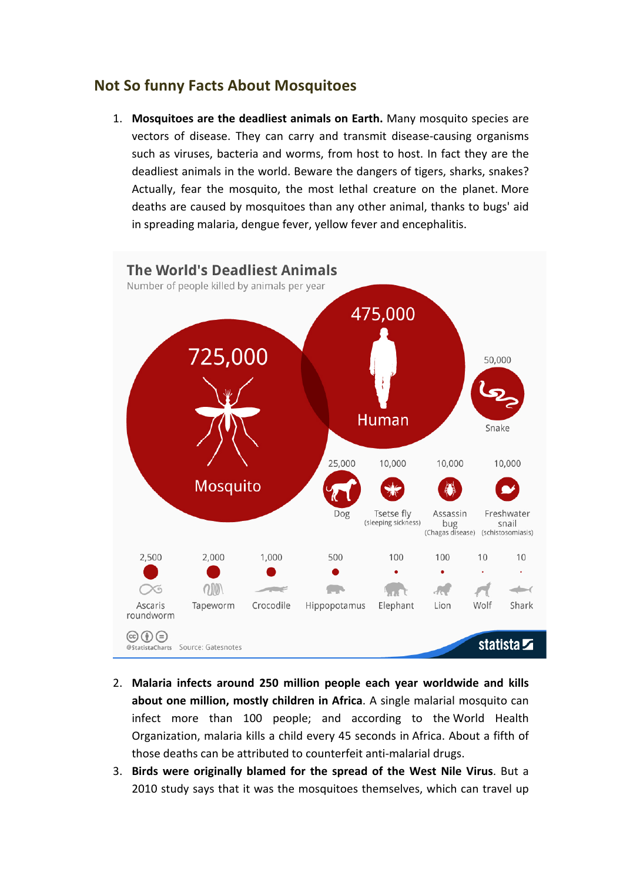## Not So funny Facts About Mosquitoes

1. **Mosquitoes are the deadliest animals on Earth.** Many mosquito species are vectors of disease. They can carry and transmit disease-causing organisms such as viruses, bacteria and worms, from host to host. In fact they are the deadliest animals in the world. Beware the dangers of tigers, sharks, snakes? Actually, fear the mosquito, the most lethal creature on the planet. More deaths are caused by mosquitoes than any other animal, thanks to bugs' aid in spreading malaria, dengue fever, yellow fever and encephalitis.

**The World's Deadliest Animals**

Number of people killed by animals per year

| Animal | Deaths per year |
|---|---|
| Mosquito | 725,000 |
| Human | 475,000 |
| Snake | 50,000 |
| Dog | 25,000 |
| Tsetse fly (sleeping sickness) | 10,000 |
| Assassin bug (Chagas disease) | 10,000 |
| Freshwater snail (schistosomiasis) | 10,000 |
| Ascaris roundworm | 2,500 |
| Tapeworm | 2,000 |
| Crocodile | 1,000 |
| Hippopotamus | 500 |
| Elephant | 100 |
| Lion | 100 |
| Wolf | 10 |
| Shark | 10 |

@StatistaCharts Source: Gatesnotes statista

2. **Malaria infects around 250 million people each year worldwide and kills about one million, mostly children in Africa**. A single malarial mosquito can infect more than 100 people; and according to the World Health Organization, malaria kills a child every 45 seconds in Africa. About a fifth of those deaths can be attributed to counterfeit anti-malarial drugs.
3. **Birds were originally blamed for the spread of the West Nile Virus**. But a 2010 study says that it was the mosquitoes themselves, which can travel up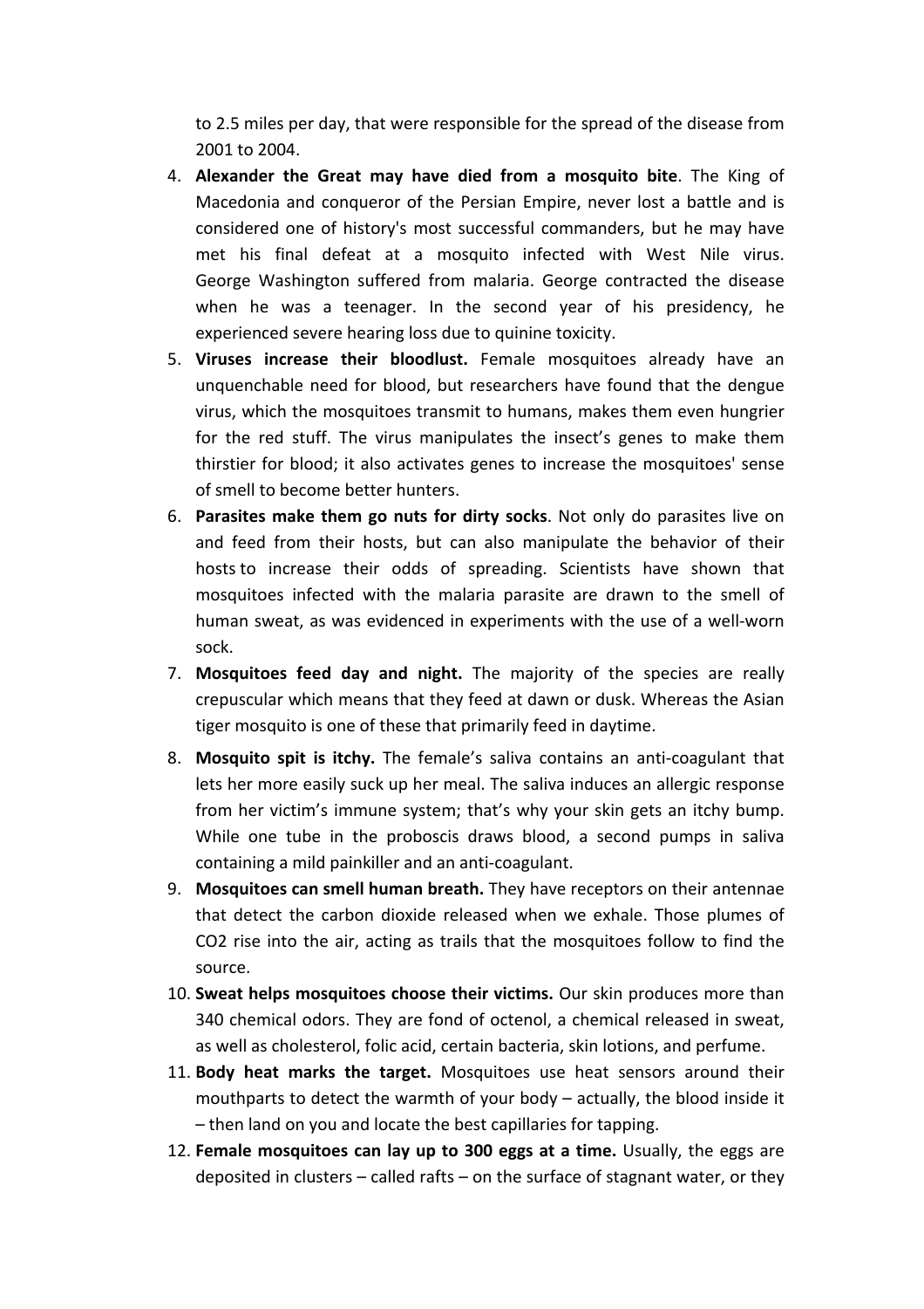to 2.5 miles per day, that were responsible for the spread of the disease from 2001 to 2004.

4. **Alexander the Great may have died from a mosquito bite**. The King of Macedonia and conqueror of the Persian Empire, never lost a battle and is considered one of history's most successful commanders, but he may have met his final defeat at a mosquito infected with West Nile virus. George Washington suffered from malaria. George contracted the disease when he was a teenager. In the second year of his presidency, he experienced severe hearing loss due to quinine toxicity.
5. **Viruses increase their bloodlust.** Female mosquitoes already have an unquenchable need for blood, but researchers have found that the dengue virus, which the mosquitoes transmit to humans, makes them even hungrier for the red stuff. The virus manipulates the insect's genes to make them thirstier for blood; it also activates genes to increase the mosquitoes' sense of smell to become better hunters.
6. **Parasites make them go nuts for dirty socks**. Not only do parasites live on and feed from their hosts, but can also manipulate the behavior of their hosts to increase their odds of spreading. Scientists have shown that mosquitoes infected with the malaria parasite are drawn to the smell of human sweat, as was evidenced in experiments with the use of a well-worn sock.
7. **Mosquitoes feed day and night.** The majority of the species are really crepuscular which means that they feed at dawn or dusk. Whereas the Asian tiger mosquito is one of these that primarily feed in daytime.
8. **Mosquito spit is itchy.** The female's saliva contains an anti-coagulant that lets her more easily suck up her meal. The saliva induces an allergic response from her victim's immune system; that's why your skin gets an itchy bump. While one tube in the proboscis draws blood, a second pumps in saliva containing a mild painkiller and an anti-coagulant.
9. **Mosquitoes can smell human breath.** They have receptors on their antennae that detect the carbon dioxide released when we exhale. Those plumes of $CO_2$ rise into the air, acting as trails that the mosquitoes follow to find the source.
10. **Sweat helps mosquitoes choose their victims.** Our skin produces more than 340 chemical odors. They are fond of octenol, a chemical released in sweat, as well as cholesterol, folic acid, certain bacteria, skin lotions, and perfume.
11. **Body heat marks the target.** Mosquitoes use heat sensors around their mouthparts to detect the warmth of your body – actually, the blood inside it – then land on you and locate the best capillaries for tapping.
12. **Female mosquitoes can lay up to 300 eggs at a time.** Usually, the eggs are deposited in clusters – called rafts – on the surface of stagnant water, or they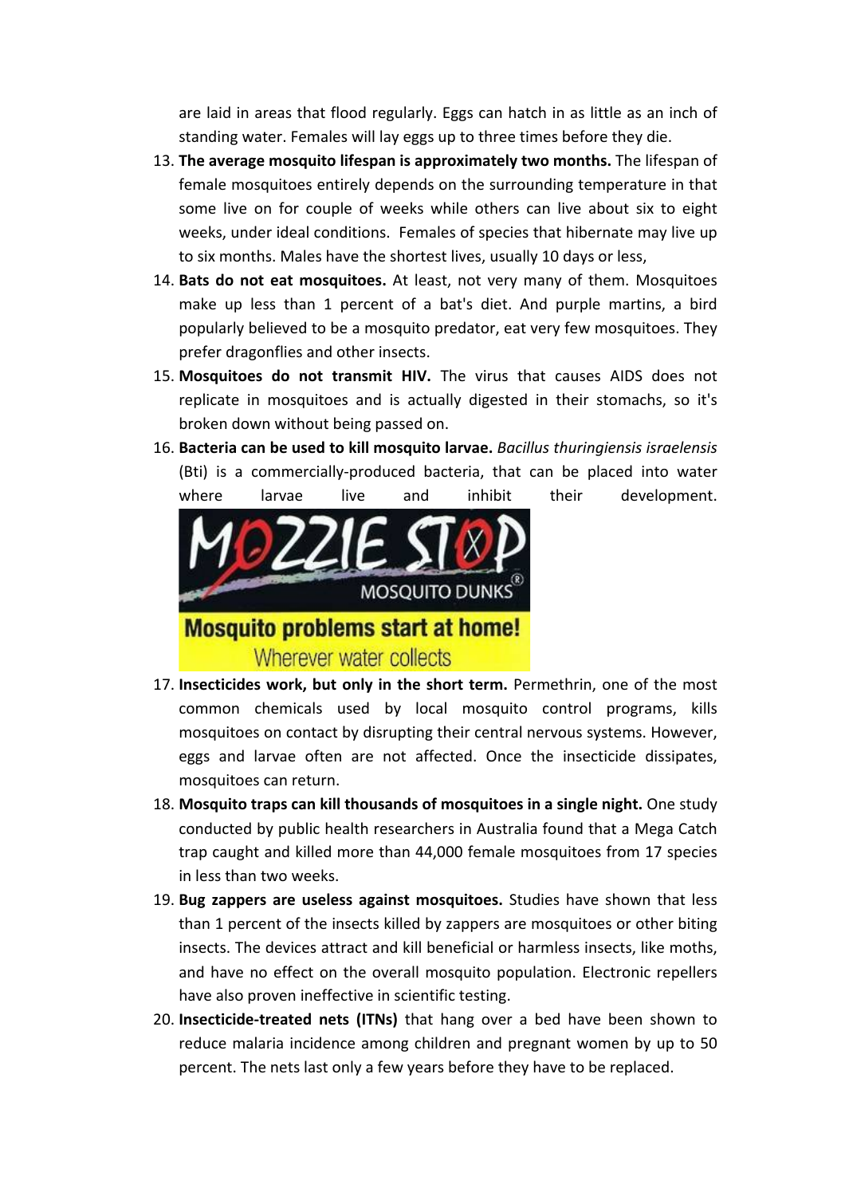are laid in areas that flood regularly. Eggs can hatch in as little as an inch of standing water. Females will lay eggs up to three times before they die.

13. **The average mosquito lifespan is approximately two months.** The lifespan of female mosquitoes entirely depends on the surrounding temperature in that some live on for couple of weeks while others can live about six to eight weeks, under ideal conditions. Females of species that hibernate may live up to six months. Males have the shortest lives, usually 10 days or less,
14. **Bats do not eat mosquitoes.** At least, not very many of them. Mosquitoes make up less than 1 percent of a bat's diet. And purple martins, a bird popularly believed to be a mosquito predator, eat very few mosquitoes. They prefer dragonflies and other insects.
15. **Mosquitoes do not transmit HIV.** The virus that causes AIDS does not replicate in mosquitoes and is actually digested in their stomachs, so it's broken down without being passed on.
16. **Bacteria can be used to kill mosquito larvae.** *Bacillus thuringiensis israelensis* (Bti) is a commercially-produced bacteria, that can be placed into water where larvae live and inhibit their development.
17. **Insecticides work, but only in the short term.** Permethrin, one of the most common chemicals used by local mosquito control programs, kills mosquitoes on contact by disrupting their central nervous systems. However, eggs and larvae often are not affected. Once the insecticide dissipates, mosquitoes can return.
18. **Mosquito traps can kill thousands of mosquitoes in a single night.** One study conducted by public health researchers in Australia found that a Mega Catch trap caught and killed more than 44,000 female mosquitoes from 17 species in less than two weeks.
19. **Bug zappers are useless against mosquitoes.** Studies have shown that less than 1 percent of the insects killed by zappers are mosquitoes or other biting insects. The devices attract and kill beneficial or harmless insects, like moths, and have no effect on the overall mosquito population. Electronic repellers have also proven ineffective in scientific testing.
20. **Insecticide-treated nets (ITNs)** that hang over a bed have been shown to reduce malaria incidence among children and pregnant women by up to 50 percent. The nets last only a few years before they have to be replaced.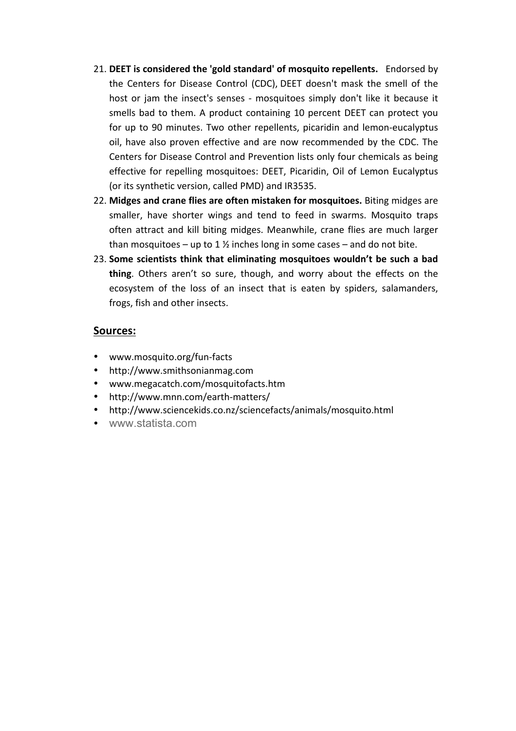21. **DEET is considered the 'gold standard' of mosquito repellents.** Endorsed by the Centers for Disease Control (CDC), DEET doesn't mask the smell of the host or jam the insect's senses - mosquitoes simply don't like it because it smells bad to them. A product containing 10 percent DEET can protect you for up to 90 minutes. Two other repellents, picaridin and lemon-eucalyptus oil, have also proven effective and are now recommended by the CDC. The Centers for Disease Control and Prevention lists only four chemicals as being effective for repelling mosquitoes: DEET, Picaridin, Oil of Lemon Eucalyptus (or its synthetic version, called PMD) and IR3535.
22. **Midges and crane flies are often mistaken for mosquitoes.** Biting midges are smaller, have shorter wings and tend to feed in swarms. Mosquito traps often attract and kill biting midges. Meanwhile, crane flies are much larger than mosquitoes – up to 1 ½ inches long in some cases – and do not bite.
23. **Some scientists think that eliminating mosquitoes wouldn't be such a bad thing**. Others aren't so sure, though, and worry about the effects on the ecosystem of the loss of an insect that is eaten by spiders, salamanders, frogs, fish and other insects.

## Sources:

- www.mosquito.org/fun-facts
- http://www.smithsonianmag.com
- www.megacatch.com/mosquitofacts.htm
- http://www.mnn.com/earth-matters/
- http://www.sciencekids.co.nz/sciencefacts/animals/mosquito.html
- www.statista.com